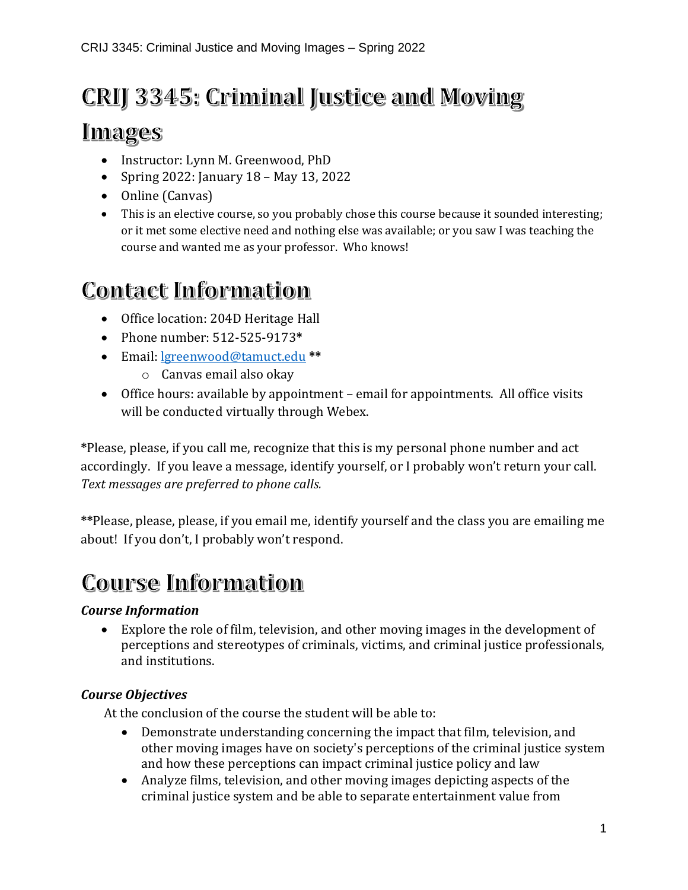# CRIJ 3345: Criminal Justice and Moving Images

- Instructor: Lynn M. Greenwood, PhD
- Spring 2022: January 18 – May 13, 2022
- Online (Canvas)
- This is an elective course, so you probably chose this course because it sounded interesting; or it met some elective need and nothing else was available; or you saw I was teaching the course and wanted me as your professor. Who knows!

# Contact Information

- Office location: 204D Heritage Hall
- Phone number: 512-525-9173*
- Email: lgreenwood@tamuct.edu **
  - Canvas email also okay
- Office hours: available by appointment – email for appointments. All office visits will be conducted virtually through Webex.

*Please, please, if you call me, recognize that this is my personal phone number and act accordingly. If you leave a message, identify yourself, or I probably won't return your call. *Text messages are preferred to phone calls.*

**Please, please, please, if you email me, identify yourself and the class you are emailing me about! If you don't, I probably won't respond.

# Course Information

### *Course Information*

- Explore the role of film, television, and other moving images in the development of perceptions and stereotypes of criminals, victims, and criminal justice professionals, and institutions.

### *Course Objectives*

At the conclusion of the course the student will be able to:

- Demonstrate understanding concerning the impact that film, television, and other moving images have on society's perceptions of the criminal justice system and how these perceptions can impact criminal justice policy and law
- Analyze films, television, and other moving images depicting aspects of the criminal justice system and be able to separate entertainment value from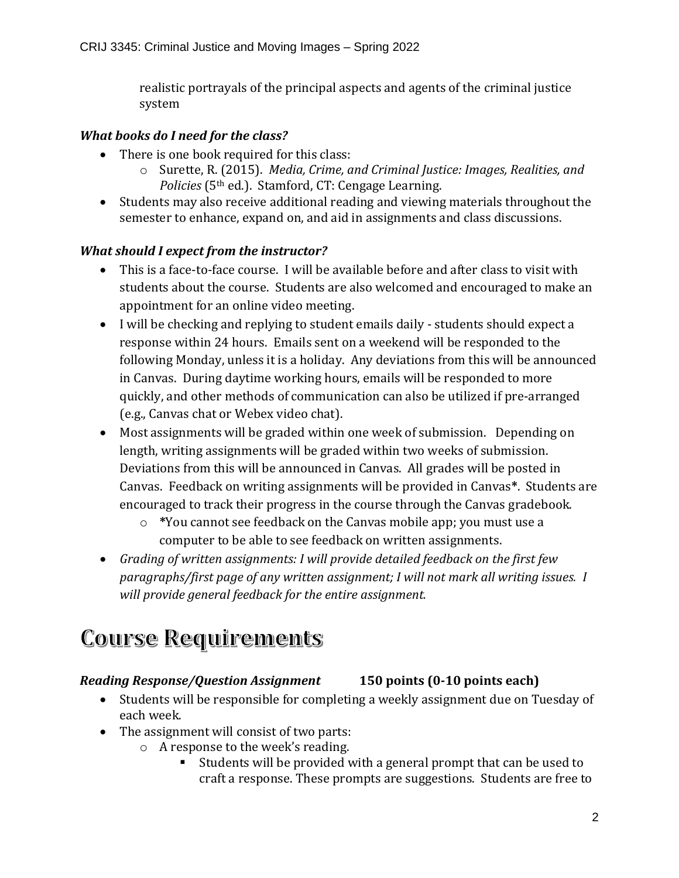realistic portrayals of the principal aspects and agents of the criminal justice system

### *What books do I need for the class?*

- There is one book required for this class:
  - Surette, R. (2015). *Media, Crime, and Criminal Justice: Images, Realities, and Policies* (5th ed.). Stamford, CT: Cengage Learning.
- Students may also receive additional reading and viewing materials throughout the semester to enhance, expand on, and aid in assignments and class discussions.

### *What should I expect from the instructor?*

- This is a face-to-face course. I will be available before and after class to visit with students about the course. Students are also welcomed and encouraged to make an appointment for an online video meeting.
- I will be checking and replying to student emails daily - students should expect a response within 24 hours. Emails sent on a weekend will be responded to the following Monday, unless it is a holiday. Any deviations from this will be announced in Canvas. During daytime working hours, emails will be responded to more quickly, and other methods of communication can also be utilized if pre-arranged (e.g., Canvas chat or Webex video chat).
- Most assignments will be graded within one week of submission. Depending on length, writing assignments will be graded within two weeks of submission. Deviations from this will be announced in Canvas. All grades will be posted in Canvas. Feedback on writing assignments will be provided in Canvas**\***. Students are encouraged to track their progress in the course through the Canvas gradebook.
  - **\***You cannot see feedback on the Canvas mobile app; you must use a computer to be able to see feedback on written assignments.
- *Grading of written assignments: I will provide detailed feedback on the first few paragraphs/first page of any written assignment; I will not mark all writing issues. I will provide general feedback for the entire assignment.*

# Course Requirements

### *Reading Response/Question Assignment* **150 points (0-10 points each)**

- Students will be responsible for completing a weekly assignment due on Tuesday of each week.
- The assignment will consist of two parts:
  - A response to the week's reading.
    - Students will be provided with a general prompt that can be used to craft a response. These prompts are suggestions. Students are free to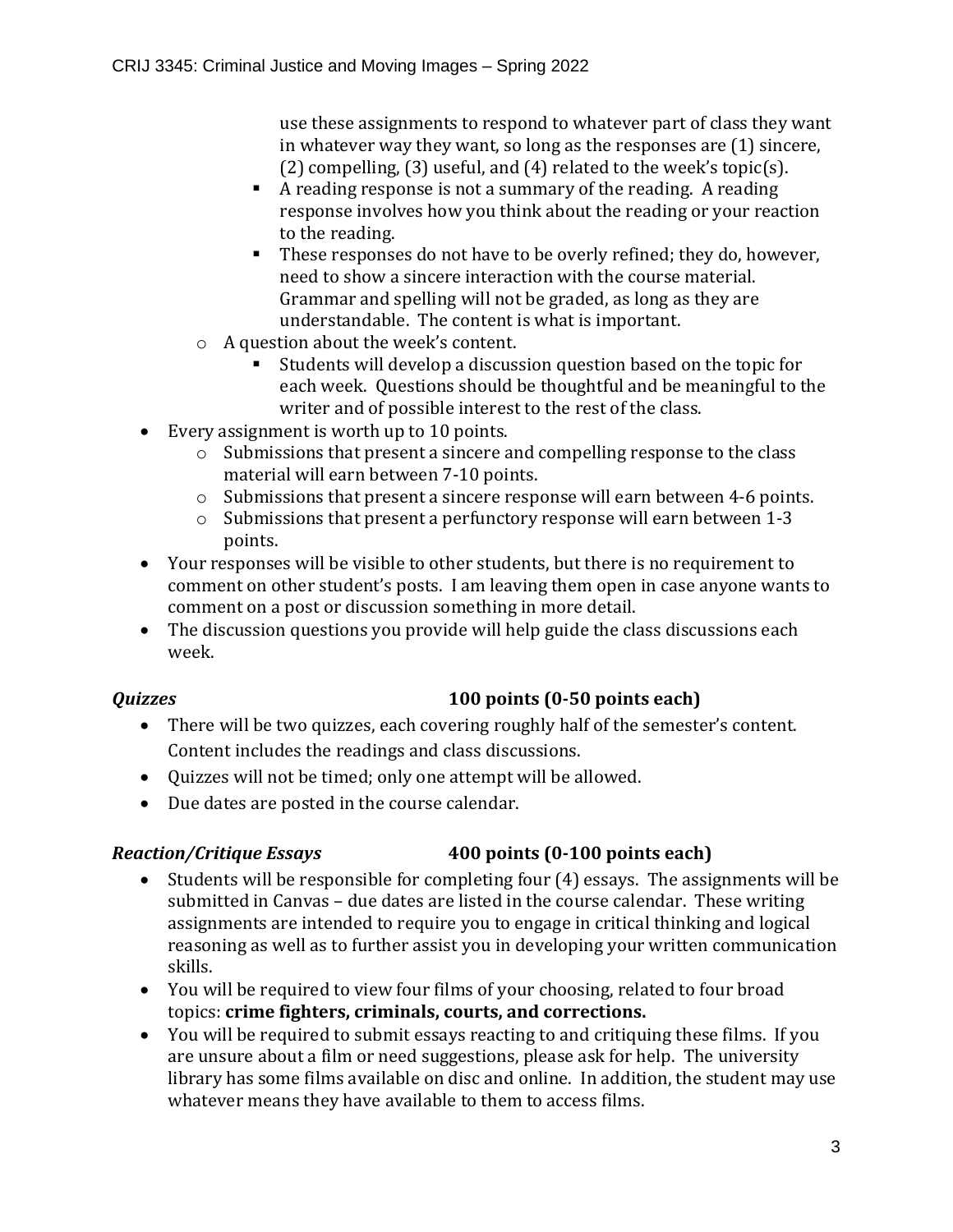use these assignments to respond to whatever part of class they want in whatever way they want, so long as the responses are (1) sincere, (2) compelling, (3) useful, and (4) related to the week's topic(s).
    - A reading response is not a summary of the reading. A reading response involves how you think about the reading or your reaction to the reading.
    - These responses do not have to be overly refined; they do, however, need to show a sincere interaction with the course material. Grammar and spelling will not be graded, as long as they are understandable. The content is what is important.
  - A question about the week's content.
    - Students will develop a discussion question based on the topic for each week. Questions should be thoughtful and be meaningful to the writer and of possible interest to the rest of the class.
- Every assignment is worth up to 10 points.
  - Submissions that present a sincere and compelling response to the class material will earn between 7-10 points.
  - Submissions that present a sincere response will earn between 4-6 points.
  - Submissions that present a perfunctory response will earn between 1-3 points.
- Your responses will be visible to other students, but there is no requirement to comment on other student's posts. I am leaving them open in case anyone wants to comment on a post or discussion something in more detail.
- The discussion questions you provide will help guide the class discussions each week.

***Quizzes*** **100 points (0-50 points each)**

- There will be two quizzes, each covering roughly half of the semester's content. Content includes the readings and class discussions.
- Quizzes will not be timed; only one attempt will be allowed.
- Due dates are posted in the course calendar.

***Reaction/Critique Essays*** **400 points (0-100 points each)**

- Students will be responsible for completing four (4) essays. The assignments will be submitted in Canvas – due dates are listed in the course calendar. These writing assignments are intended to require you to engage in critical thinking and logical reasoning as well as to further assist you in developing your written communication skills.
- You will be required to view four films of your choosing, related to four broad topics: **crime fighters, criminals, courts, and corrections.**
- You will be required to submit essays reacting to and critiquing these films. If you are unsure about a film or need suggestions, please ask for help. The university library has some films available on disc and online. In addition, the student may use whatever means they have available to them to access films.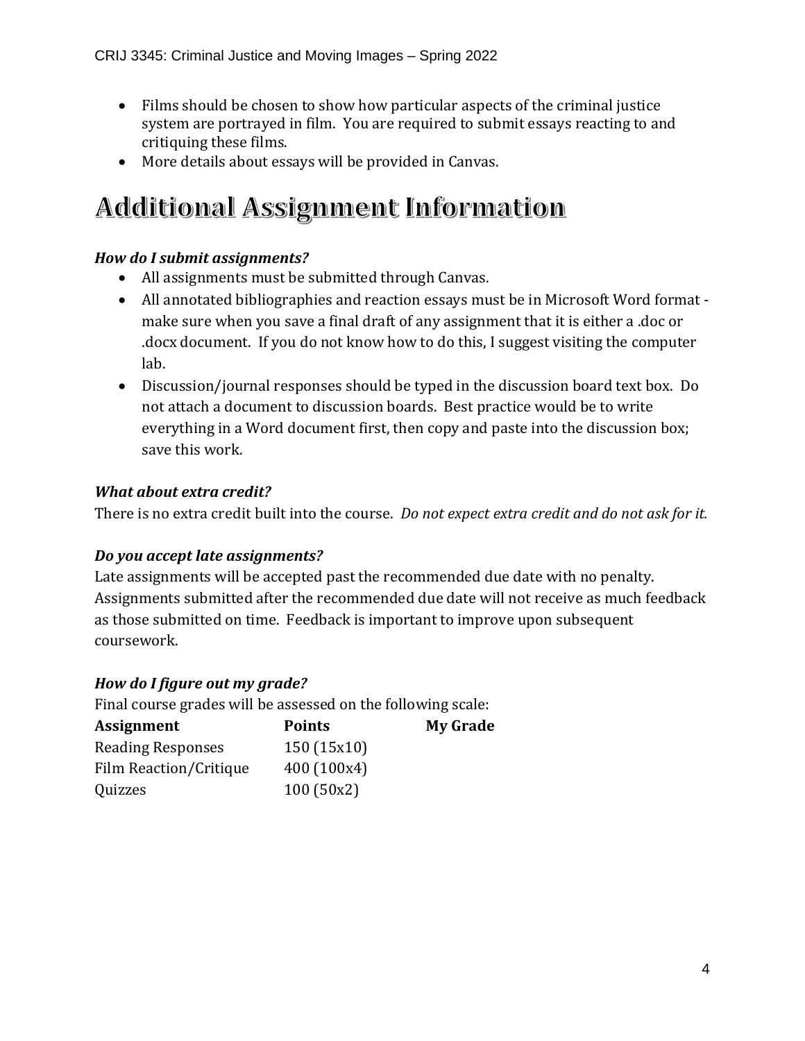- Films should be chosen to show how particular aspects of the criminal justice system are portrayed in film. You are required to submit essays reacting to and critiquing these films.
- More details about essays will be provided in Canvas.

# Additional Assignment Information

***How do I submit assignments?***

- All assignments must be submitted through Canvas.
- All annotated bibliographies and reaction essays must be in Microsoft Word format - make sure when you save a final draft of any assignment that it is either a .doc or .docx document. If you do not know how to do this, I suggest visiting the computer lab.
- Discussion/journal responses should be typed in the discussion board text box. Do not attach a document to discussion boards. Best practice would be to write everything in a Word document first, then copy and paste into the discussion box; save this work.

***What about extra credit?***

There is no extra credit built into the course. *Do not expect extra credit and do not ask for it.*

***Do you accept late assignments?***

Late assignments will be accepted past the recommended due date with no penalty. Assignments submitted after the recommended due date will not receive as much feedback as those submitted on time. Feedback is important to improve upon subsequent coursework.

***How do I figure out my grade?***

Final course grades will be assessed on the following scale:

| Assignment | Points | My Grade |
| --- | --- | --- |
| Reading Responses | 150 (15x10) | |
| Film Reaction/Critique | 400 (100x4) | |
| Quizzes | 100 (50x2) | |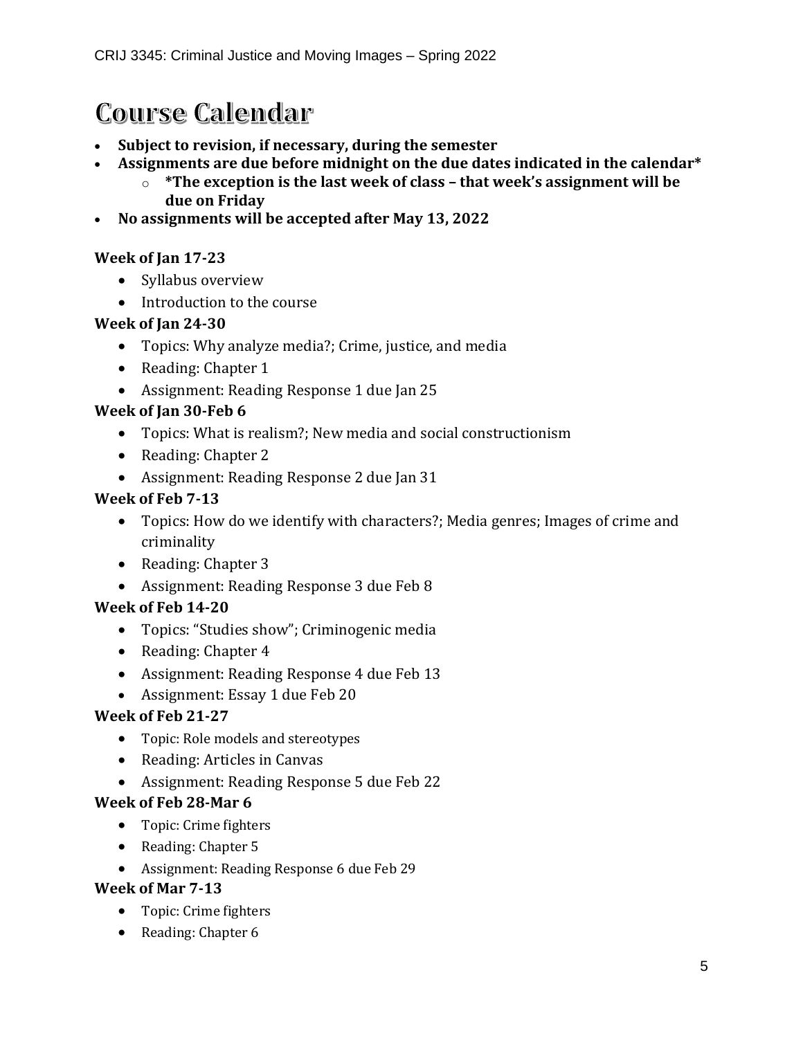# Course Calendar

- **Subject to revision, if necessary, during the semester**
- **Assignments are due before midnight on the due dates indicated in the calendar***
  - ***The exception is the last week of class – that week's assignment will be due on Friday**
- **No assignments will be accepted after May 13, 2022**

**Week of Jan 17-23**

- Syllabus overview
- Introduction to the course

**Week of Jan 24-30**

- Topics: Why analyze media?; Crime, justice, and media
- Reading: Chapter 1
- Assignment: Reading Response 1 due Jan 25

**Week of Jan 30-Feb 6**

- Topics: What is realism?; New media and social constructionism
- Reading: Chapter 2
- Assignment: Reading Response 2 due Jan 31

**Week of Feb 7-13**

- Topics: How do we identify with characters?; Media genres; Images of crime and criminality
- Reading: Chapter 3
- Assignment: Reading Response 3 due Feb 8

**Week of Feb 14-20**

- Topics: "Studies show"; Criminogenic media
- Reading: Chapter 4
- Assignment: Reading Response 4 due Feb 13
- Assignment: Essay 1 due Feb 20

**Week of Feb 21-27**

- Topic: Role models and stereotypes
- Reading: Articles in Canvas
- Assignment: Reading Response 5 due Feb 22

**Week of Feb 28-Mar 6**

- Topic: Crime fighters
- Reading: Chapter 5
- Assignment: Reading Response 6 due Feb 29

**Week of Mar 7-13**

- Topic: Crime fighters
- Reading: Chapter 6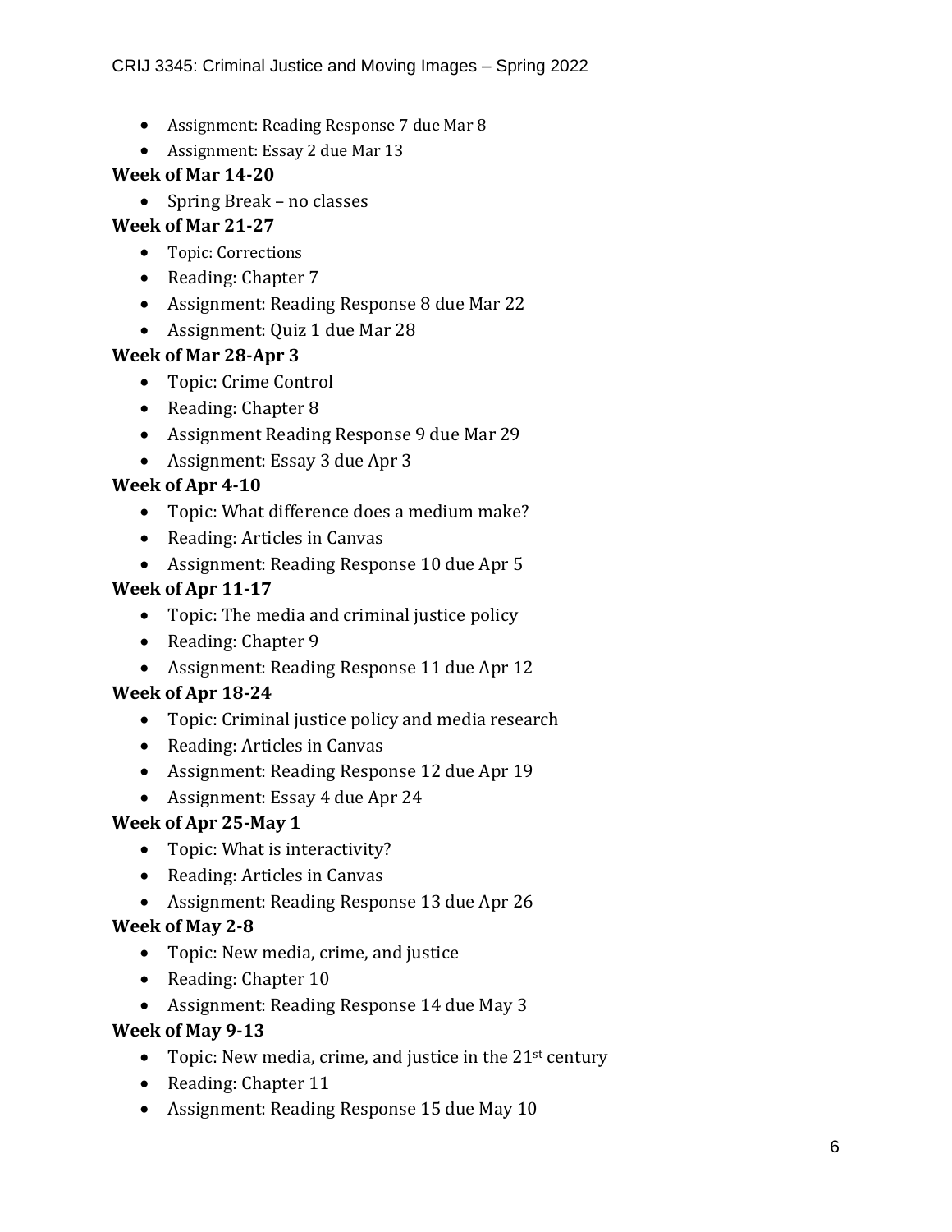- Assignment: Reading Response 7 due Mar 8
- Assignment: Essay 2 due Mar 13

**Week of Mar 14-20**

- Spring Break – no classes

**Week of Mar 21-27**

- Topic: Corrections
- Reading: Chapter 7
- Assignment: Reading Response 8 due Mar 22
- Assignment: Quiz 1 due Mar 28

**Week of Mar 28-Apr 3**

- Topic: Crime Control
- Reading: Chapter 8
- Assignment Reading Response 9 due Mar 29
- Assignment: Essay 3 due Apr 3

**Week of Apr 4-10**

- Topic: What difference does a medium make?
- Reading: Articles in Canvas
- Assignment: Reading Response 10 due Apr 5

**Week of Apr 11-17**

- Topic: The media and criminal justice policy
- Reading: Chapter 9
- Assignment: Reading Response 11 due Apr 12

**Week of Apr 18-24**

- Topic: Criminal justice policy and media research
- Reading: Articles in Canvas
- Assignment: Reading Response 12 due Apr 19
- Assignment: Essay 4 due Apr 24

**Week of Apr 25-May 1**

- Topic: What is interactivity?
- Reading: Articles in Canvas
- Assignment: Reading Response 13 due Apr 26

**Week of May 2-8**

- Topic: New media, crime, and justice
- Reading: Chapter 10
- Assignment: Reading Response 14 due May 3

**Week of May 9-13**

- Topic: New media, crime, and justice in the 21st century
- Reading: Chapter 11
- Assignment: Reading Response 15 due May 10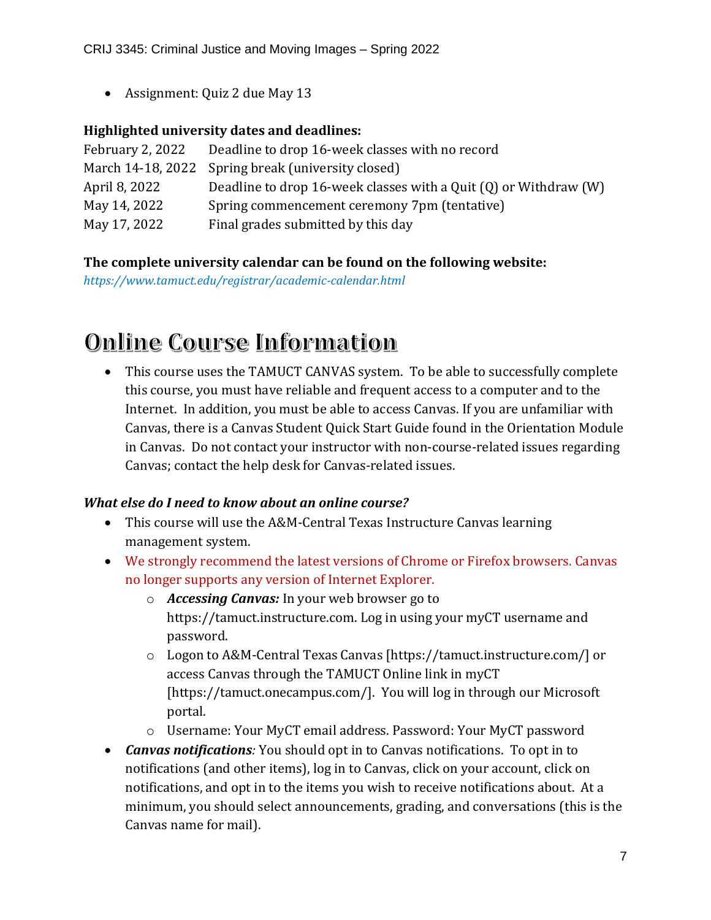- Assignment: Quiz 2 due May 13

**Highlighted university dates and deadlines:**

| | |
|---|---|
| February 2, 2022 | Deadline to drop 16-week classes with no record |
| March 14-18, 2022 | Spring break (university closed) |
| April 8, 2022 | Deadline to drop 16-week classes with a Quit (Q) or Withdraw (W) |
| May 14, 2022 | Spring commencement ceremony 7pm (tentative) |
| May 17, 2022 | Final grades submitted by this day |

**The complete university calendar can be found on the following website:**
*https://www.tamuct.edu/registrar/academic-calendar.html*

# Online Course Information

- This course uses the TAMUCT CANVAS system. To be able to successfully complete this course, you must have reliable and frequent access to a computer and to the Internet. In addition, you must be able to access Canvas. If you are unfamiliar with Canvas, there is a Canvas Student Quick Start Guide found in the Orientation Module in Canvas. Do not contact your instructor with non-course-related issues regarding Canvas; contact the help desk for Canvas-related issues.

***What else do I need to know about an online course?***

- This course will use the A&M-Central Texas Instructure Canvas learning management system.
- We strongly recommend the latest versions of Chrome or Firefox browsers. Canvas no longer supports any version of Internet Explorer.
  - ***Accessing Canvas:*** In your web browser go to https://tamuct.instructure.com. Log in using your myCT username and password.
  - Logon to A&M-Central Texas Canvas [https://tamuct.instructure.com/] or access Canvas through the TAMUCT Online link in myCT [https://tamuct.onecampus.com/]. You will log in through our Microsoft portal.
  - Username: Your MyCT email address. Password: Your MyCT password
- ***Canvas notifications****:* You should opt in to Canvas notifications. To opt in to notifications (and other items), log in to Canvas, click on your account, click on notifications, and opt in to the items you wish to receive notifications about. At a minimum, you should select announcements, grading, and conversations (this is the Canvas name for mail).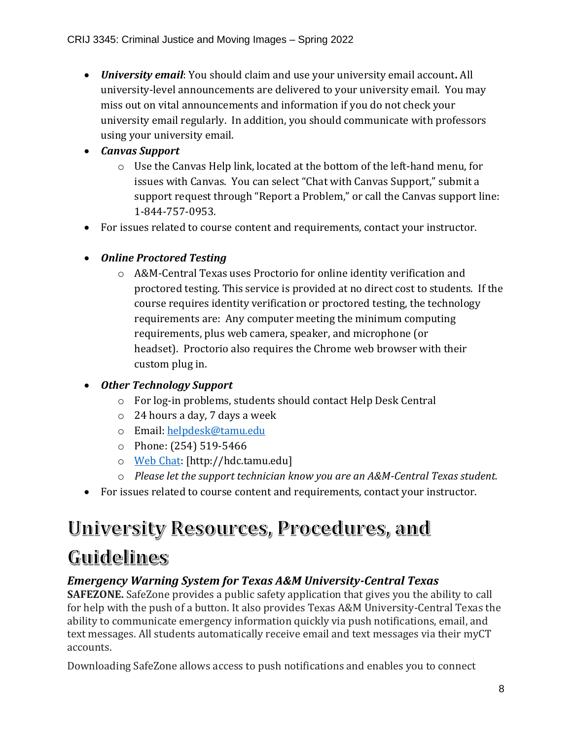- ***University email***: You should claim and use your university email account**.** All university-level announcements are delivered to your university email. You may miss out on vital announcements and information if you do not check your university email regularly. In addition, you should communicate with professors using your university email.
- ***Canvas Support***
  - Use the Canvas Help link, located at the bottom of the left-hand menu, for issues with Canvas. You can select "Chat with Canvas Support," submit a support request through "Report a Problem," or call the Canvas support line: 1-844-757-0953.
- For issues related to course content and requirements, contact your instructor.

- ***Online Proctored Testing***
  - A&M-Central Texas uses Proctorio for online identity verification and proctored testing. This service is provided at no direct cost to students. If the course requires identity verification or proctored testing, the technology requirements are: Any computer meeting the minimum computing requirements, plus web camera, speaker, and microphone (or headset). Proctorio also requires the Chrome web browser with their custom plug in.
- ***Other Technology Support***
  - For log-in problems, students should contact Help Desk Central
  - 24 hours a day, 7 days a week
  - Email: helpdesk@tamu.edu
  - Phone: (254) 519-5466
  - Web Chat: [http://hdc.tamu.edu]
  - *Please let the support technician know you are an A&M-Central Texas student.*
- For issues related to course content and requirements, contact your instructor.

# University Resources, Procedures, and Guidelines

### *Emergency Warning System for Texas A&M University-Central Texas*

**SAFEZONE.** SafeZone provides a public safety application that gives you the ability to call for help with the push of a button. It also provides Texas A&M University-Central Texas the ability to communicate emergency information quickly via push notifications, email, and text messages. All students automatically receive email and text messages via their myCT accounts.

Downloading SafeZone allows access to push notifications and enables you to connect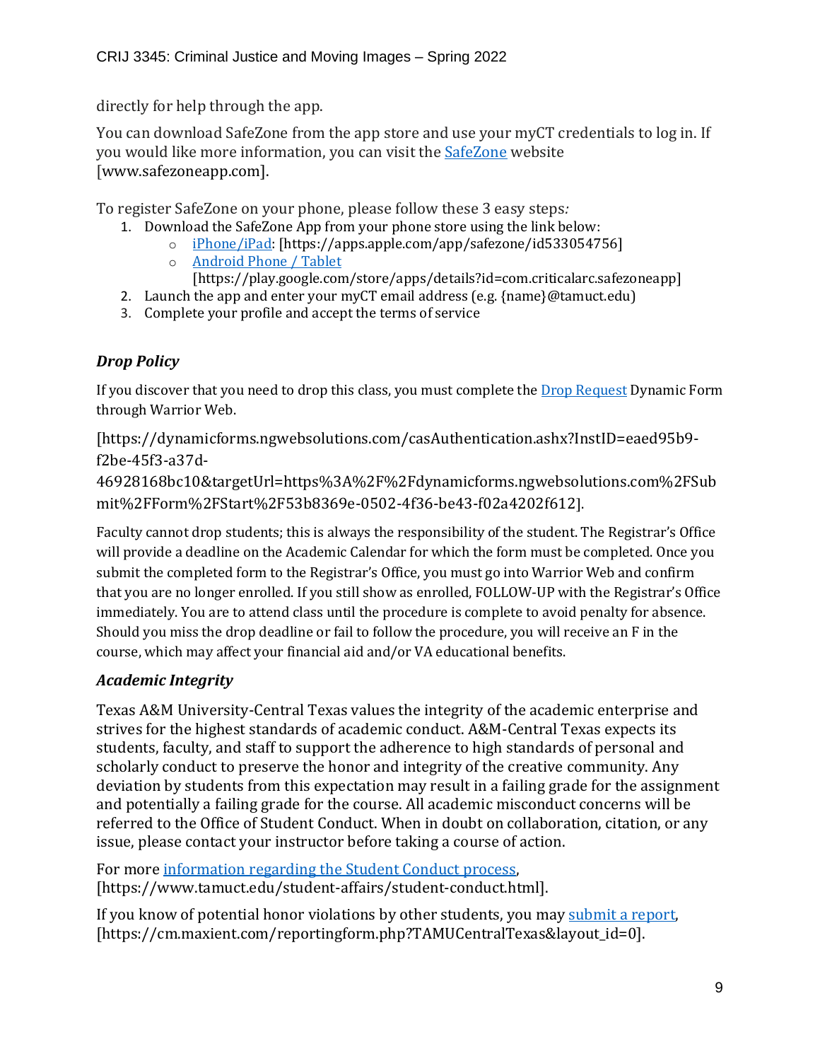directly for help through the app.

You can download SafeZone from the app store and use your myCT credentials to log in. If you would like more information, you can visit the SafeZone website [www.safezoneapp.com].

To register SafeZone on your phone, please follow these 3 easy steps*:*

1. Download the SafeZone App from your phone store using the link below:
   - iPhone/iPad: [https://apps.apple.com/app/safezone/id533054756]
   - Android Phone / Tablet [https://play.google.com/store/apps/details?id=com.criticalarc.safezoneapp]
2. Launch the app and enter your myCT email address (e.g. {name}@tamuct.edu)
3. Complete your profile and accept the terms of service

### *Drop Policy*

If you discover that you need to drop this class, you must complete the Drop Request Dynamic Form through Warrior Web.

[https://dynamicforms.ngwebsolutions.com/casAuthentication.ashx?InstID=eaed95b9-f2be-45f3-a37d-46928168bc10&targetUrl=https%3A%2F%2Fdynamicforms.ngwebsolutions.com%2FSubmit%2FForm%2FStart%2F53b8369e-0502-4f36-be43-f02a4202f612].

Faculty cannot drop students; this is always the responsibility of the student. The Registrar's Office will provide a deadline on the Academic Calendar for which the form must be completed. Once you submit the completed form to the Registrar's Office, you must go into Warrior Web and confirm that you are no longer enrolled. If you still show as enrolled, FOLLOW-UP with the Registrar's Office immediately. You are to attend class until the procedure is complete to avoid penalty for absence. Should you miss the drop deadline or fail to follow the procedure, you will receive an F in the course, which may affect your financial aid and/or VA educational benefits.

### *Academic Integrity*

Texas A&M University-Central Texas values the integrity of the academic enterprise and strives for the highest standards of academic conduct. A&M-Central Texas expects its students, faculty, and staff to support the adherence to high standards of personal and scholarly conduct to preserve the honor and integrity of the creative community. Any deviation by students from this expectation may result in a failing grade for the assignment and potentially a failing grade for the course. All academic misconduct concerns will be referred to the Office of Student Conduct. When in doubt on collaboration, citation, or any issue, please contact your instructor before taking a course of action.

For more information regarding the Student Conduct process, [https://www.tamuct.edu/student-affairs/student-conduct.html].

If you know of potential honor violations by other students, you may submit a report, [https://cm.maxient.com/reportingform.php?TAMUCentralTexas&layout_id=0].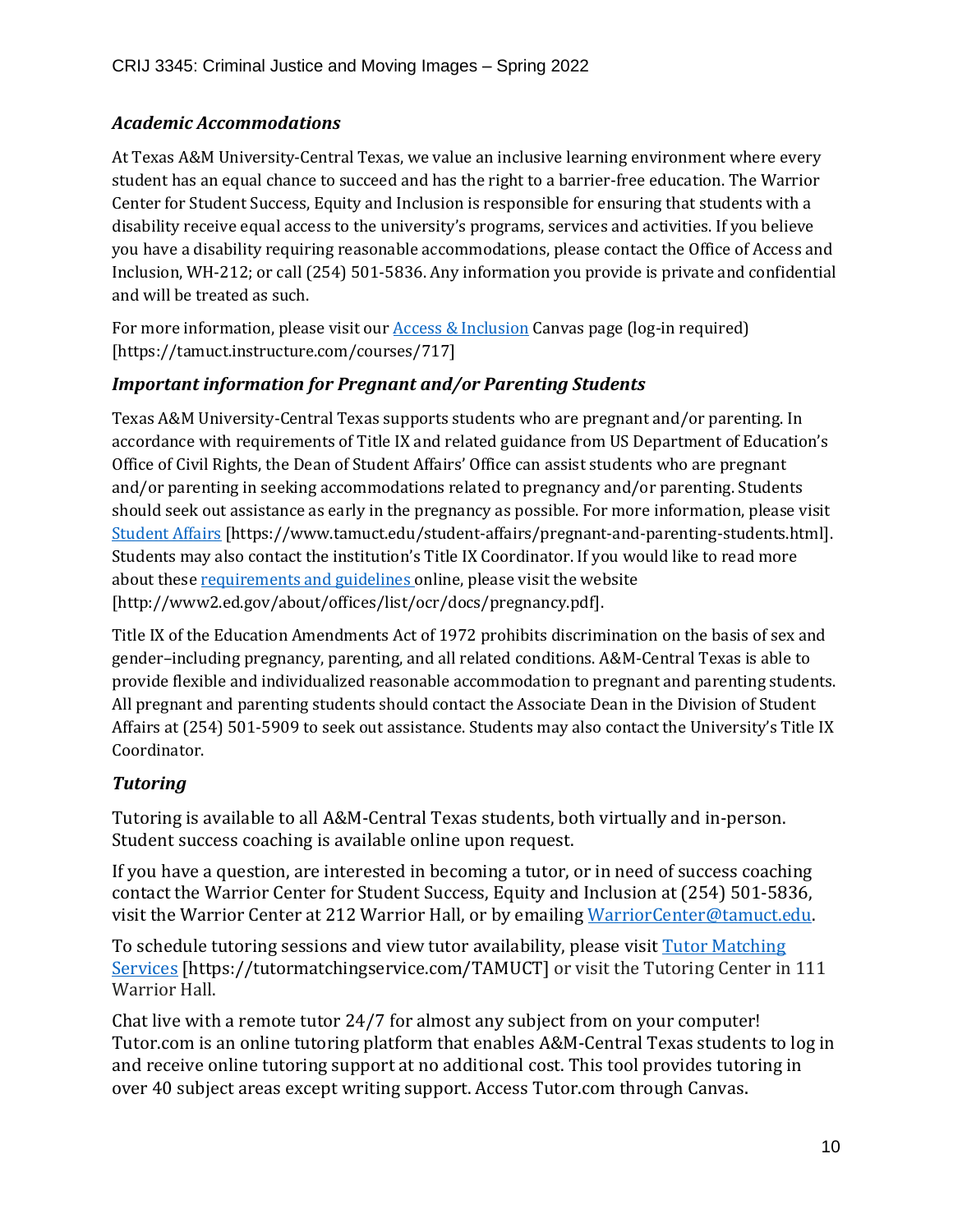### *Academic Accommodations*

At Texas A&M University-Central Texas, we value an inclusive learning environment where every student has an equal chance to succeed and has the right to a barrier-free education. The Warrior Center for Student Success, Equity and Inclusion is responsible for ensuring that students with a disability receive equal access to the university's programs, services and activities. If you believe you have a disability requiring reasonable accommodations, please contact the Office of Access and Inclusion, WH-212; or call (254) 501-5836. Any information you provide is private and confidential and will be treated as such.

For more information, please visit our Access & Inclusion Canvas page (log-in required) [https://tamuct.instructure.com/courses/717]

### *Important information for Pregnant and/or Parenting Students*

Texas A&M University-Central Texas supports students who are pregnant and/or parenting. In accordance with requirements of Title IX and related guidance from US Department of Education's Office of Civil Rights, the Dean of Student Affairs' Office can assist students who are pregnant and/or parenting in seeking accommodations related to pregnancy and/or parenting. Students should seek out assistance as early in the pregnancy as possible. For more information, please visit Student Affairs [https://www.tamuct.edu/student-affairs/pregnant-and-parenting-students.html]. Students may also contact the institution's Title IX Coordinator. If you would like to read more about these requirements and guidelines online, please visit the website [http://www2.ed.gov/about/offices/list/ocr/docs/pregnancy.pdf].

Title IX of the Education Amendments Act of 1972 prohibits discrimination on the basis of sex and gender–including pregnancy, parenting, and all related conditions. A&M-Central Texas is able to provide flexible and individualized reasonable accommodation to pregnant and parenting students. All pregnant and parenting students should contact the Associate Dean in the Division of Student Affairs at (254) 501-5909 to seek out assistance. Students may also contact the University's Title IX Coordinator.

### *Tutoring*

Tutoring is available to all A&M-Central Texas students, both virtually and in-person. Student success coaching is available online upon request.

If you have a question, are interested in becoming a tutor, or in need of success coaching contact the Warrior Center for Student Success, Equity and Inclusion at (254) 501-5836, visit the Warrior Center at 212 Warrior Hall, or by emailing WarriorCenter@tamuct.edu.

To schedule tutoring sessions and view tutor availability, please visit Tutor Matching Services [https://tutormatchingservice.com/TAMUCT] or visit the Tutoring Center in 111 Warrior Hall.

Chat live with a remote tutor 24/7 for almost any subject from on your computer! Tutor.com is an online tutoring platform that enables A&M-Central Texas students to log in and receive online tutoring support at no additional cost. This tool provides tutoring in over 40 subject areas except writing support. Access Tutor.com through Canvas.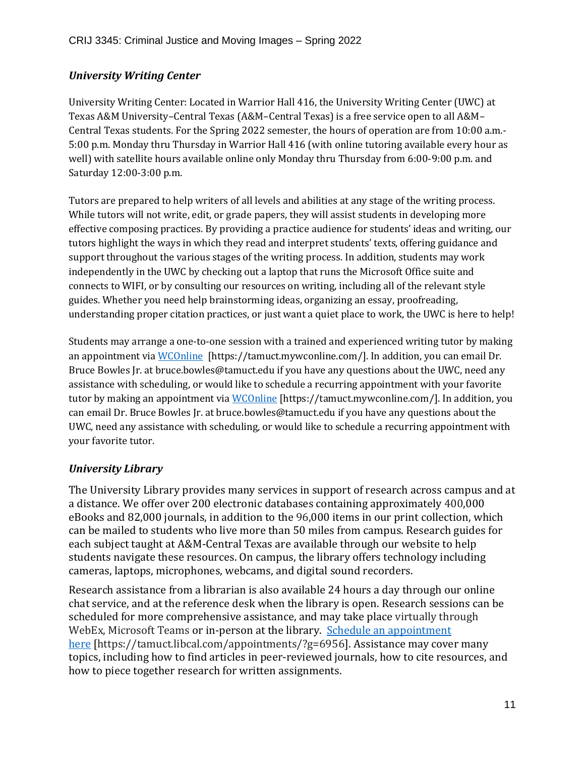### *University Writing Center*

University Writing Center: Located in Warrior Hall 416, the University Writing Center (UWC) at Texas A&M University–Central Texas (A&M–Central Texas) is a free service open to all A&M–Central Texas students. For the Spring 2022 semester, the hours of operation are from 10:00 a.m.-5:00 p.m. Monday thru Thursday in Warrior Hall 416 (with online tutoring available every hour as well) with satellite hours available online only Monday thru Thursday from 6:00-9:00 p.m. and Saturday 12:00-3:00 p.m.

Tutors are prepared to help writers of all levels and abilities at any stage of the writing process. While tutors will not write, edit, or grade papers, they will assist students in developing more effective composing practices. By providing a practice audience for students' ideas and writing, our tutors highlight the ways in which they read and interpret students' texts, offering guidance and support throughout the various stages of the writing process. In addition, students may work independently in the UWC by checking out a laptop that runs the Microsoft Office suite and connects to WIFI, or by consulting our resources on writing, including all of the relevant style guides. Whether you need help brainstorming ideas, organizing an essay, proofreading, understanding proper citation practices, or just want a quiet place to work, the UWC is here to help!

Students may arrange a one-to-one session with a trained and experienced writing tutor by making an appointment via WCOnline [https://tamuct.mywconline.com/]. In addition, you can email Dr. Bruce Bowles Jr. at bruce.bowles@tamuct.edu if you have any questions about the UWC, need any assistance with scheduling, or would like to schedule a recurring appointment with your favorite tutor by making an appointment via WCOnline [https://tamuct.mywconline.com/]. In addition, you can email Dr. Bruce Bowles Jr. at bruce.bowles@tamuct.edu if you have any questions about the UWC, need any assistance with scheduling, or would like to schedule a recurring appointment with your favorite tutor.

### *University Library*

The University Library provides many services in support of research across campus and at a distance. We offer over 200 electronic databases containing approximately 400,000 eBooks and 82,000 journals, in addition to the 96,000 items in our print collection, which can be mailed to students who live more than 50 miles from campus. Research guides for each subject taught at A&M-Central Texas are available through our website to help students navigate these resources. On campus, the library offers technology including cameras, laptops, microphones, webcams, and digital sound recorders.

Research assistance from a librarian is also available 24 hours a day through our online chat service, and at the reference desk when the library is open. Research sessions can be scheduled for more comprehensive assistance, and may take place virtually through WebEx, Microsoft Teams or in-person at the library. Schedule an appointment here [https://tamuct.libcal.com/appointments/?g=6956]. Assistance may cover many topics, including how to find articles in peer-reviewed journals, how to cite resources, and how to piece together research for written assignments.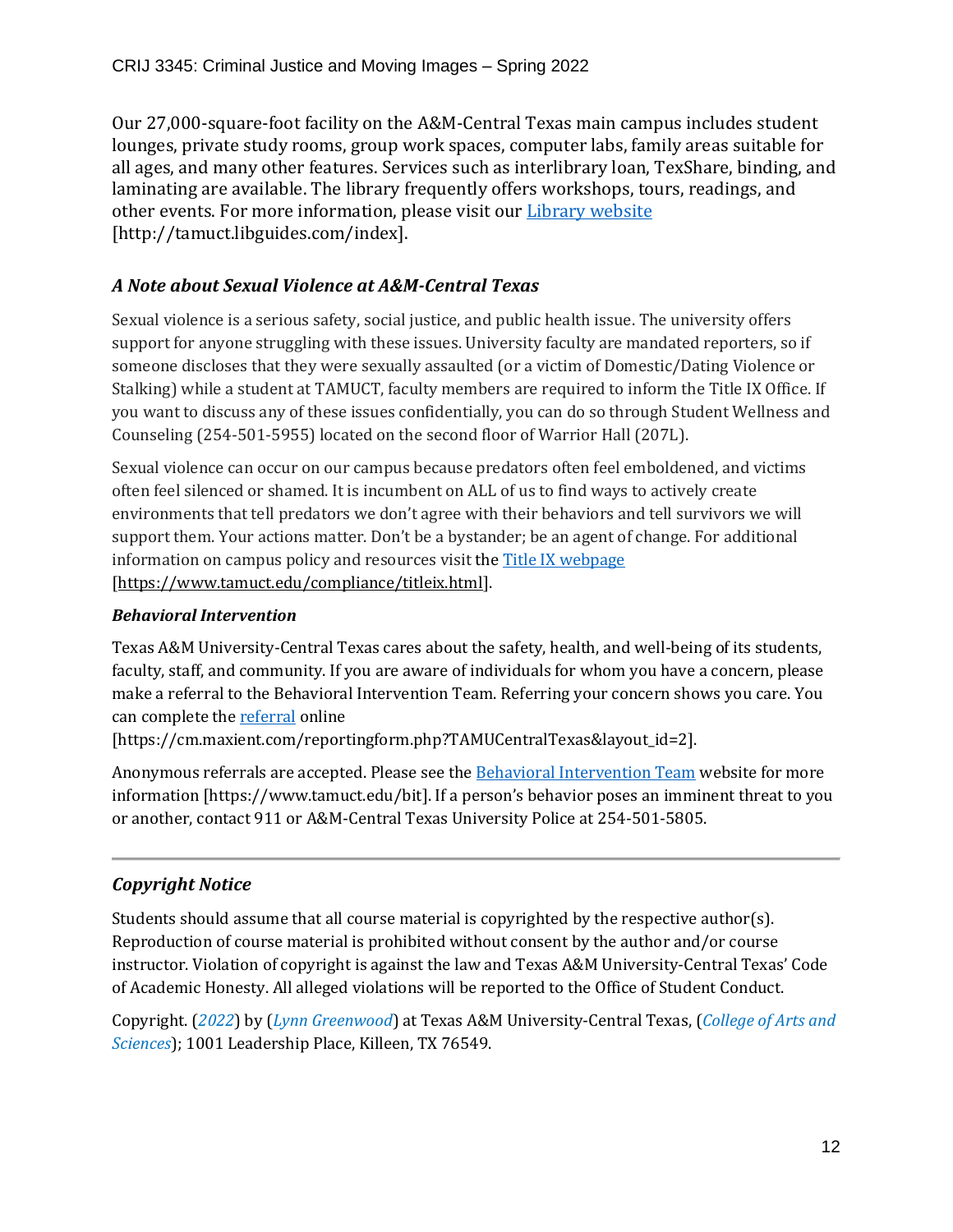Our 27,000-square-foot facility on the A&M-Central Texas main campus includes student lounges, private study rooms, group work spaces, computer labs, family areas suitable for all ages, and many other features. Services such as interlibrary loan, TexShare, binding, and laminating are available. The library frequently offers workshops, tours, readings, and other events. For more information, please visit our Library website [http://tamuct.libguides.com/index].

### *A Note about Sexual Violence at A&M-Central Texas*

Sexual violence is a serious safety, social justice, and public health issue. The university offers support for anyone struggling with these issues. University faculty are mandated reporters, so if someone discloses that they were sexually assaulted (or a victim of Domestic/Dating Violence or Stalking) while a student at TAMUCT, faculty members are required to inform the Title IX Office. If you want to discuss any of these issues confidentially, you can do so through Student Wellness and Counseling (254-501-5955) located on the second floor of Warrior Hall (207L).

Sexual violence can occur on our campus because predators often feel emboldened, and victims often feel silenced or shamed. It is incumbent on ALL of us to find ways to actively create environments that tell predators we don't agree with their behaviors and tell survivors we will support them. Your actions matter. Don't be a bystander; be an agent of change. For additional information on campus policy and resources visit the Title IX webpage [https://www.tamuct.edu/compliance/titleix.html].

#### *Behavioral Intervention*

Texas A&M University-Central Texas cares about the safety, health, and well-being of its students, faculty, staff, and community. If you are aware of individuals for whom you have a concern, please make a referral to the Behavioral Intervention Team. Referring your concern shows you care. You can complete the referral online [https://cm.maxient.com/reportingform.php?TAMUCentralTexas&layout_id=2].

Anonymous referrals are accepted. Please see the Behavioral Intervention Team website for more information [https://www.tamuct.edu/bit]. If a person's behavior poses an imminent threat to you or another, contact 911 or A&M-Central Texas University Police at 254-501-5805.

---

### *Copyright Notice*

Students should assume that all course material is copyrighted by the respective author(s). Reproduction of course material is prohibited without consent by the author and/or course instructor. Violation of copyright is against the law and Texas A&M University-Central Texas' Code of Academic Honesty. All alleged violations will be reported to the Office of Student Conduct.

Copyright. (*2022*) by (*Lynn Greenwood*) at Texas A&M University-Central Texas, (*College of Arts and Sciences*); 1001 Leadership Place, Killeen, TX 76549.